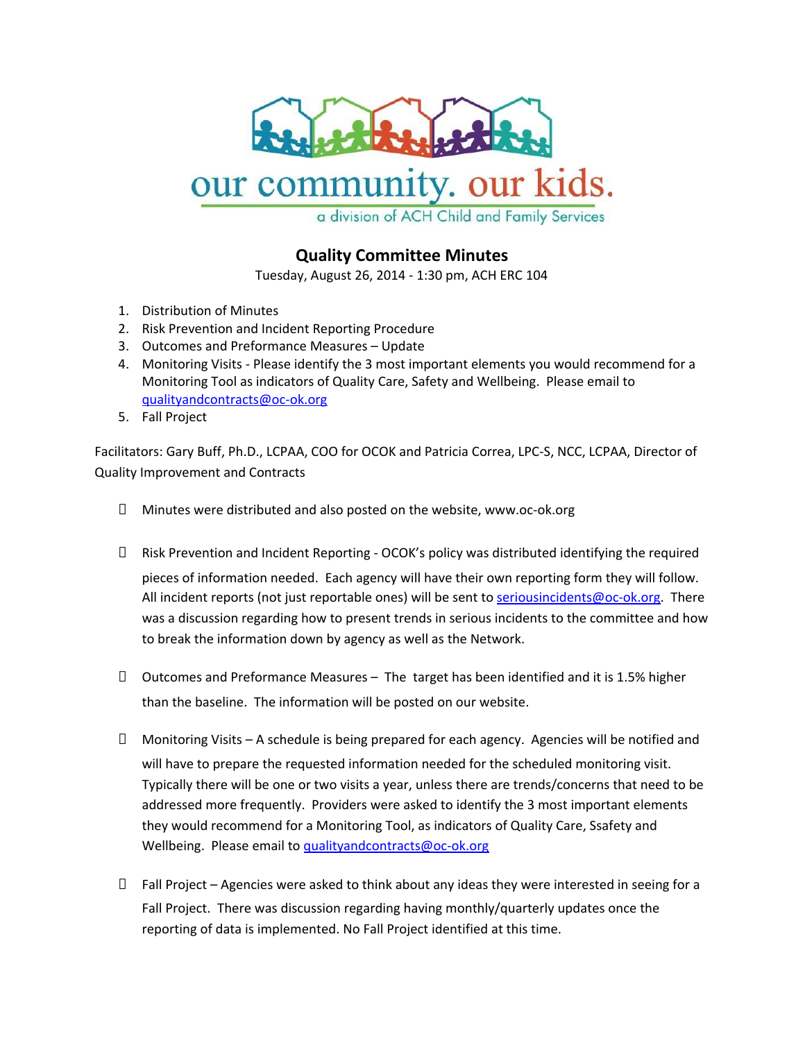our community. our kids.

a division of ACH Child and Family Services

# Quality Committee Minutes

Tuesday, August 26, 2014 - 1:30 pm, ACH ERC 104

1. Distribution of Minutes
2. Risk Prevention and Incident Reporting Procedure
3. Outcomes and Preformance Measures – Update
4. Monitoring Visits - Please identify the 3 most important elements you would recommend for a Monitoring Tool as indicators of Quality Care, Safety and Wellbeing. Please email to qualityandcontracts@oc-ok.org
5. Fall Project

Facilitators: Gary Buff, Ph.D., LCPAA, COO for OCOK and Patricia Correa, LPC-S, NCC, LCPAA, Director of Quality Improvement and Contracts

- Minutes were distributed and also posted on the website, www.oc-ok.org

- Risk Prevention and Incident Reporting - OCOK's policy was distributed identifying the required pieces of information needed. Each agency will have their own reporting form they will follow. All incident reports (not just reportable ones) will be sent to seriousincidents@oc-ok.org. There was a discussion regarding how to present trends in serious incidents to the committee and how to break the information down by agency as well as the Network.

- Outcomes and Preformance Measures – The target has been identified and it is 1.5% higher than the baseline. The information will be posted on our website.

- Monitoring Visits – A schedule is being prepared for each agency. Agencies will be notified and will have to prepare the requested information needed for the scheduled monitoring visit. Typically there will be one or two visits a year, unless there are trends/concerns that need to be addressed more frequently. Providers were asked to identify the 3 most important elements they would recommend for a Monitoring Tool, as indicators of Quality Care, Ssafety and Wellbeing. Please email to qualityandcontracts@oc-ok.org

- Fall Project – Agencies were asked to think about any ideas they were interested in seeing for a Fall Project. There was discussion regarding having monthly/quarterly updates once the reporting of data is implemented. No Fall Project identified at this time.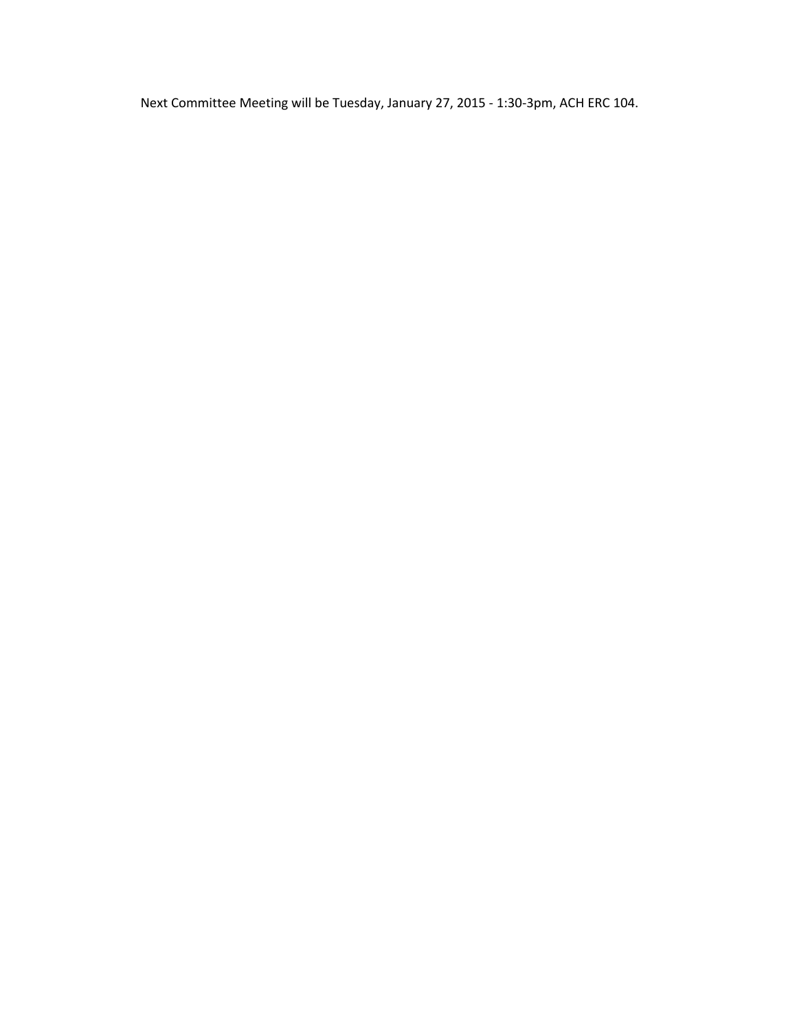Next Committee Meeting will be Tuesday, January 27, 2015 - 1:30-3pm, ACH ERC 104.